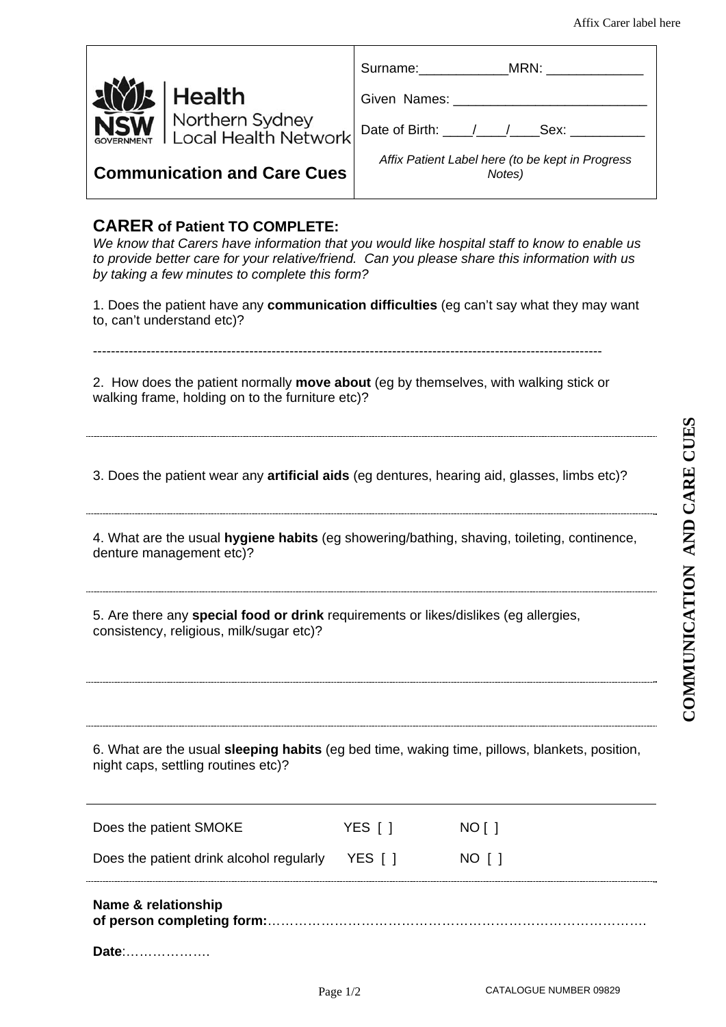Affix Carer label here

| NSW GOVERNMENT Health Northern Sydney Local Health Network | Surname:____________MRN: _____________ |
|---|---|
| | Given Names: __________________________ |
| | Date of Birth: ____/____/____Sex: __________ |
| **Communication and Care Cues** | *Affix Patient Label here (to be kept in Progress Notes)* |

## CARER of Patient TO COMPLETE:

*We know that Carers have information that you would like hospital staff to know to enable us to provide better care for your relative/friend. Can you please share this information with us by taking a few minutes to complete this form?*

1. Does the patient have any **communication difficulties** (eg can't say what they may want to, can't understand etc)?

----------------------------------------------------------------------------------------------------------------

2. How does the patient normally **move about** (eg by themselves, with walking stick or walking frame, holding on to the furniture etc)?

3. Does the patient wear any **artificial aids** (eg dentures, hearing aid, glasses, limbs etc)?

4. What are the usual **hygiene habits** (eg showering/bathing, shaving, toileting, continence, denture management etc)?

5. Are there any **special food or drink** requirements or likes/dislikes (eg allergies, consistency, religious, milk/sugar etc)?

6. What are the usual **sleeping habits** (eg bed time, waking time, pillows, blankets, position, night caps, settling routines etc)?

| | | |
|---|---|---|
| Does the patient SMOKE | YES [ ] | NO [ ] |
| Does the patient drink alcohol regularly | YES [ ] | NO [ ] |

**Name & relationship of person completing form:**…………………………………………………………………………

**Date**:……………….

CATALOGUE NUMBER 09829

COMMUNICATION AND CARE CUES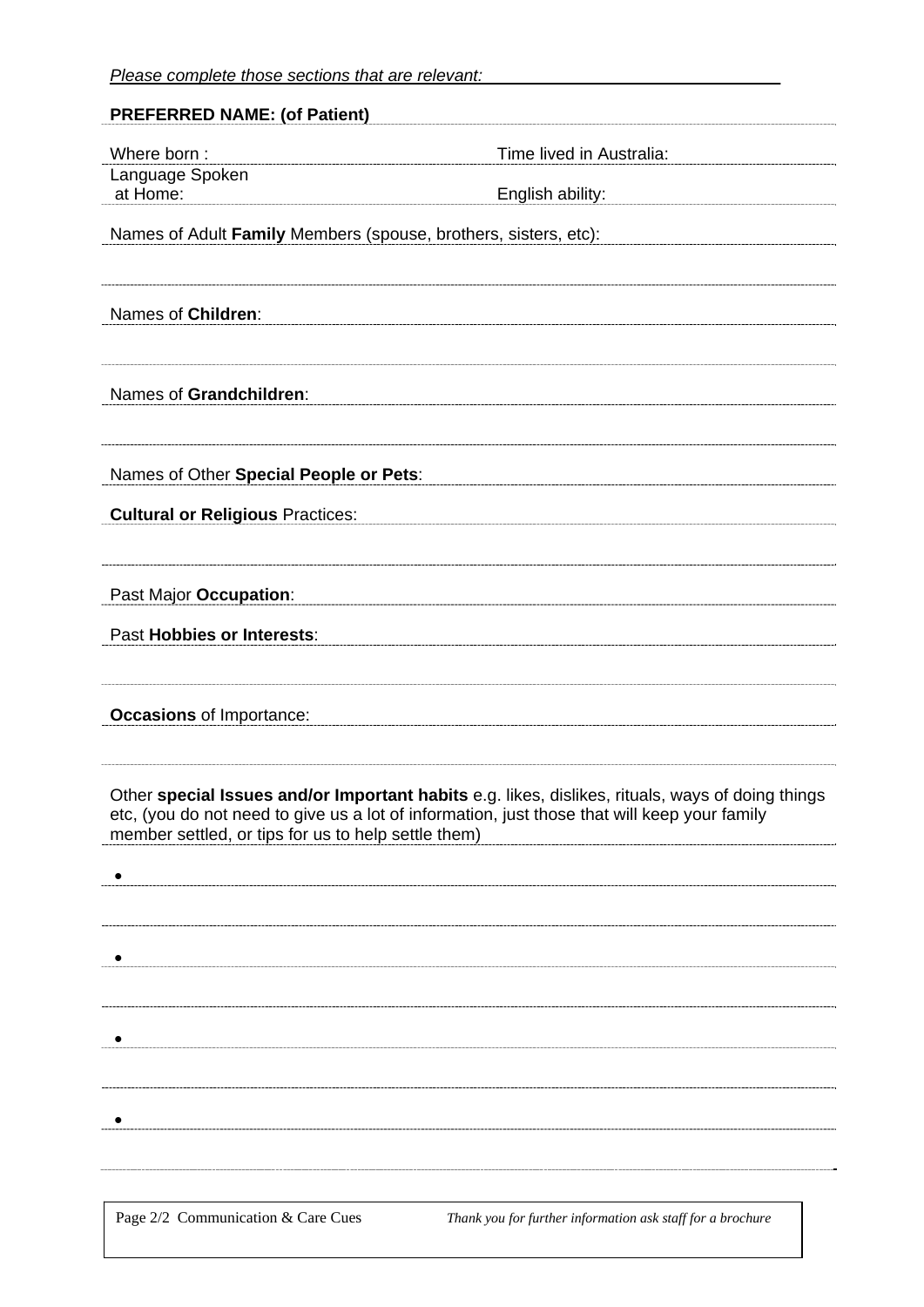*Please complete those sections that are relevant:*

**PREFERRED NAME: (of Patient)**

Where born :

Time lived in Australia:

Language Spoken at Home:

English ability:

Names of Adult **Family** Members (spouse, brothers, sisters, etc):

Names of **Children**:

Names of **Grandchildren**:

Names of Other **Special People or Pets**:

**Cultural or Religious** Practices:

Past Major **Occupation**:

Past **Hobbies or Interests**:

**Occasions** of Importance:

Other **special Issues and/or Important habits** e.g. likes, dislikes, rituals, ways of doing things etc, (you do not need to give us a lot of information, just those that will keep your family member settled, or tips for us to help settle them)

- 
- 
- 
- 

Communication & Care Cues *Thank you for further information ask staff for a brochure*